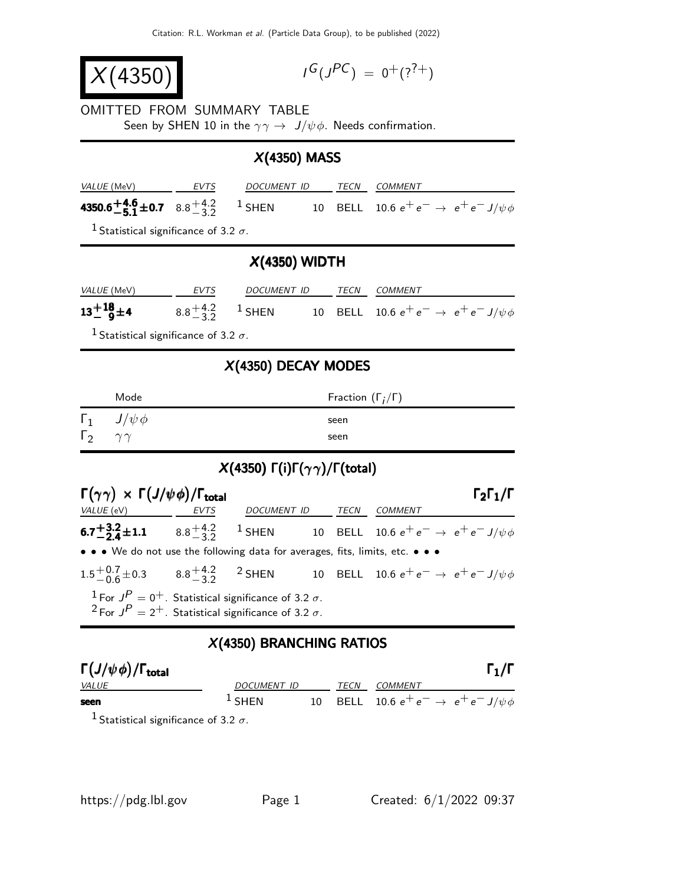# $X(4350)$

$I^G(J^{PC}) = 0^+(?^{?+})$

OMITTED FROM SUMMARY TABLE

Seen by SHEN 10 in the $\gamma\gamma \to J/\psi\phi$. Needs confirmation.

## $X(4350)$ MASS

| VALUE (MeV) | EVTS | DOCUMENT ID | | TECN | COMMENT |
|---|---|---|---|---|---|
| $\mathbf{4350.6^{+4.6}_{-5.1}\pm0.7}$ | $8.8^{+4.2}_{-3.2}$ | [1] SHEN | 10 | BELL | $10.6\ e^+e^- \to e^+e^- J/\psi\phi$ |

[1] Statistical significance of 3.2 $\sigma$.

## $X(4350)$ WIDTH

| VALUE (MeV) | EVTS | DOCUMENT ID | | TECN | COMMENT |
|---|---|---|---|---|---|
| $\mathbf{13^{+18}_{-9}\pm4}$ | $8.8^{+4.2}_{-3.2}$ | [1] SHEN | 10 | BELL | $10.6\ e^+e^- \to e^+e^- J/\psi\phi$ |

[1] Statistical significance of 3.2 $\sigma$.

## $X(4350)$ DECAY MODES

| | Mode | Fraction $(\Gamma_i/\Gamma)$ |
|---|---|---|
| $\Gamma_1$ | $J/\psi\phi$ | seen |
| $\Gamma_2$ | $\gamma\gamma$ | seen |

## $X(4350)$ $\Gamma(i)\Gamma(\gamma\gamma)/\Gamma(\text{total})$

### $\Gamma(\gamma\gamma) \times \Gamma(J/\psi\phi)/\Gamma_{\text{total}}$ — $\Gamma_2\Gamma_1/\Gamma$

| VALUE (eV) | EVTS | DOCUMENT ID | | TECN | COMMENT |
|---|---|---|---|---|---|
| $\mathbf{6.7^{+3.2}_{-2.4}\pm1.1}$ | $8.8^{+4.2}_{-3.2}$ | [1] SHEN | 10 | BELL | $10.6\ e^+e^- \to e^+e^- J/\psi\phi$ |
| • • • We do not use the following data for averages, fits, limits, etc. • • • | | | | | |
| $1.5^{+0.7}_{-0.6}\pm0.3$ | $8.8^{+4.2}_{-3.2}$ | [2] SHEN | 10 | BELL | $10.6\ e^+e^- \to e^+e^- J/\psi\phi$ |

[1] For $J^P = 0^+$. Statistical significance of 3.2 $\sigma$.

[2] For $J^P = 2^+$. Statistical significance of 3.2 $\sigma$.

## $X(4350)$ BRANCHING RATIOS

### $\Gamma(J/\psi\phi)/\Gamma_{\text{total}}$ — $\Gamma_1/\Gamma$

| VALUE | DOCUMENT ID | | TECN | COMMENT |
|---|---|---|---|---|
| **seen** | [1] SHEN | 10 | BELL | $10.6\ e^+e^- \to e^+e^- J/\psi\phi$ |

[1] Statistical significance of 3.2 $\sigma$.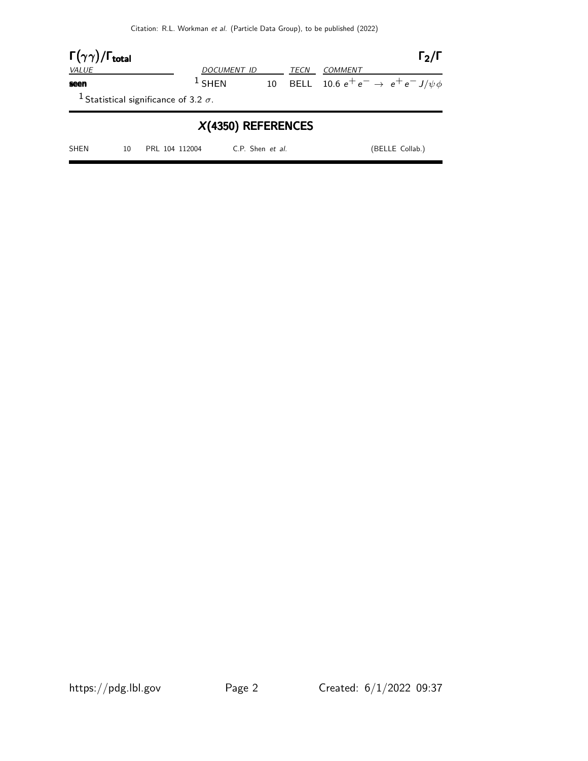### $\Gamma(\gamma\gamma)/\Gamma_{\text{total}}$ $\Gamma_2/\Gamma$

| VALUE | DOCUMENT ID | | TECN | COMMENT |
|---|---|---|---|---|
| **seen** | [1] SHEN | 10 | BELL | 10.6 $e^+e^- \rightarrow e^+e^- J/\psi\phi$ |

[1] Statistical significance of 3.2 $\sigma$.

## X(4350) REFERENCES

| | | | | |
|---|---|---|---|---|
| SHEN | 10 | PRL 104 112004 | C.P. Shen *et al.* | (BELLE Collab.) |